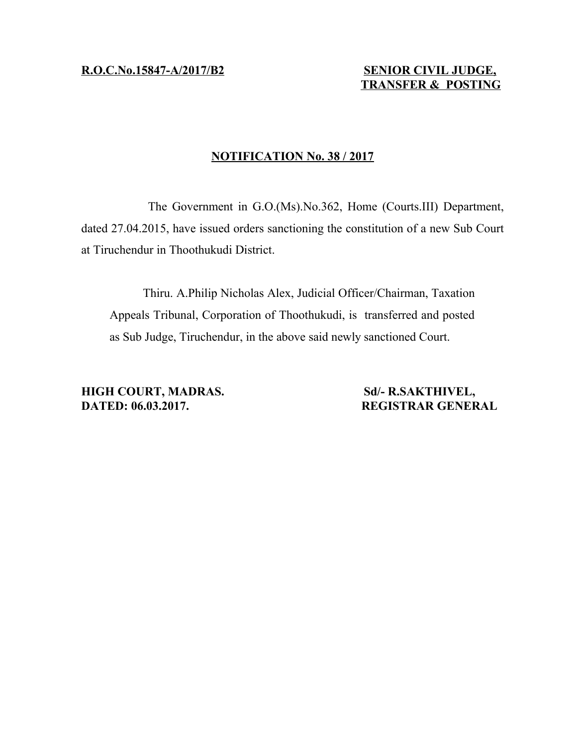**R.O.C.No.15847-A/2017/B2**

**SENIOR CIVIL JUDGE, TRANSFER & POSTING**

## NOTIFICATION No. 38 / 2017

The Government in G.O.(Ms).No.362, Home (Courts.III) Department, dated 27.04.2015, have issued orders sanctioning the constitution of a new Sub Court at Tiruchendur in Thoothukudi District.

Thiru. A.Philip Nicholas Alex, Judicial Officer/Chairman, Taxation Appeals Tribunal, Corporation of Thoothukudi, is transferred and posted as Sub Judge, Tiruchendur, in the above said newly sanctioned Court.

**HIGH COURT, MADRAS.**
**DATED: 06.03.2017.**

**Sd/- R.SAKTHIVEL,**
**REGISTRAR GENERAL**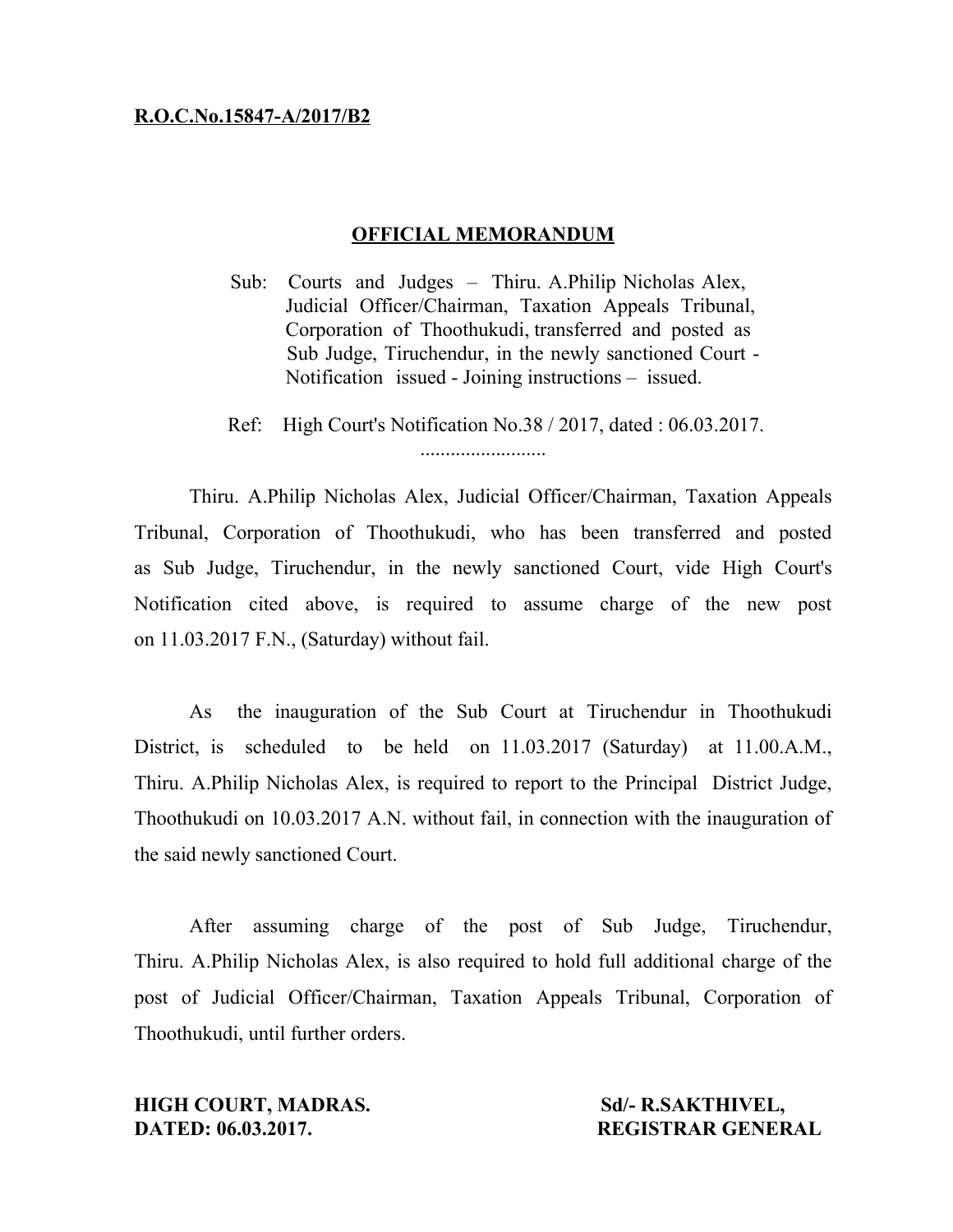**R.O.C.No.15847-A/2017/B2**

## OFFICIAL MEMORANDUM

Sub: Courts and Judges – Thiru. A.Philip Nicholas Alex, Judicial Officer/Chairman, Taxation Appeals Tribunal, Corporation of Thoothukudi, transferred and posted as Sub Judge, Tiruchendur, in the newly sanctioned Court - Notification issued - Joining instructions – issued.

Ref: High Court's Notification No.38 / 2017, dated : 06.03.2017.

.........................

Thiru. A.Philip Nicholas Alex, Judicial Officer/Chairman, Taxation Appeals Tribunal, Corporation of Thoothukudi, who has been transferred and posted as Sub Judge, Tiruchendur, in the newly sanctioned Court, vide High Court's Notification cited above, is required to assume charge of the new post on 11.03.2017 F.N., (Saturday) without fail.

As the inauguration of the Sub Court at Tiruchendur in Thoothukudi District, is scheduled to be held on 11.03.2017 (Saturday) at 11.00.A.M., Thiru. A.Philip Nicholas Alex, is required to report to the Principal District Judge, Thoothukudi on 10.03.2017 A.N. without fail, in connection with the inauguration of the said newly sanctioned Court.

After assuming charge of the post of Sub Judge, Tiruchendur, Thiru. A.Philip Nicholas Alex, is also required to hold full additional charge of the post of Judicial Officer/Chairman, Taxation Appeals Tribunal, Corporation of Thoothukudi, until further orders.

**HIGH COURT, MADRAS.**
**DATED: 06.03.2017.**

**Sd/- R.SAKTHIVEL,**
**REGISTRAR GENERAL**